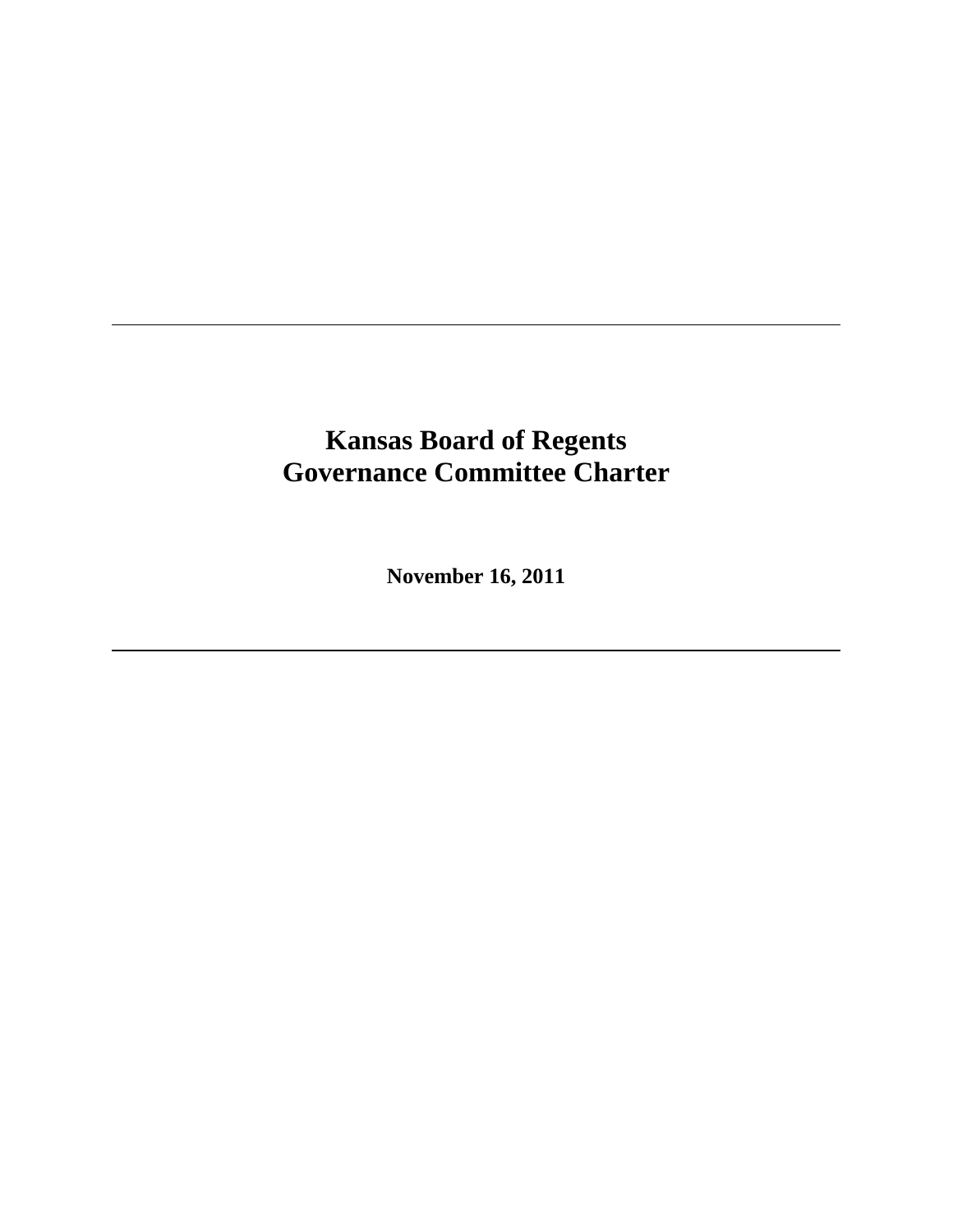---

# Kansas Board of Regents
# Governance Committee Charter

**November 16, 2011**

---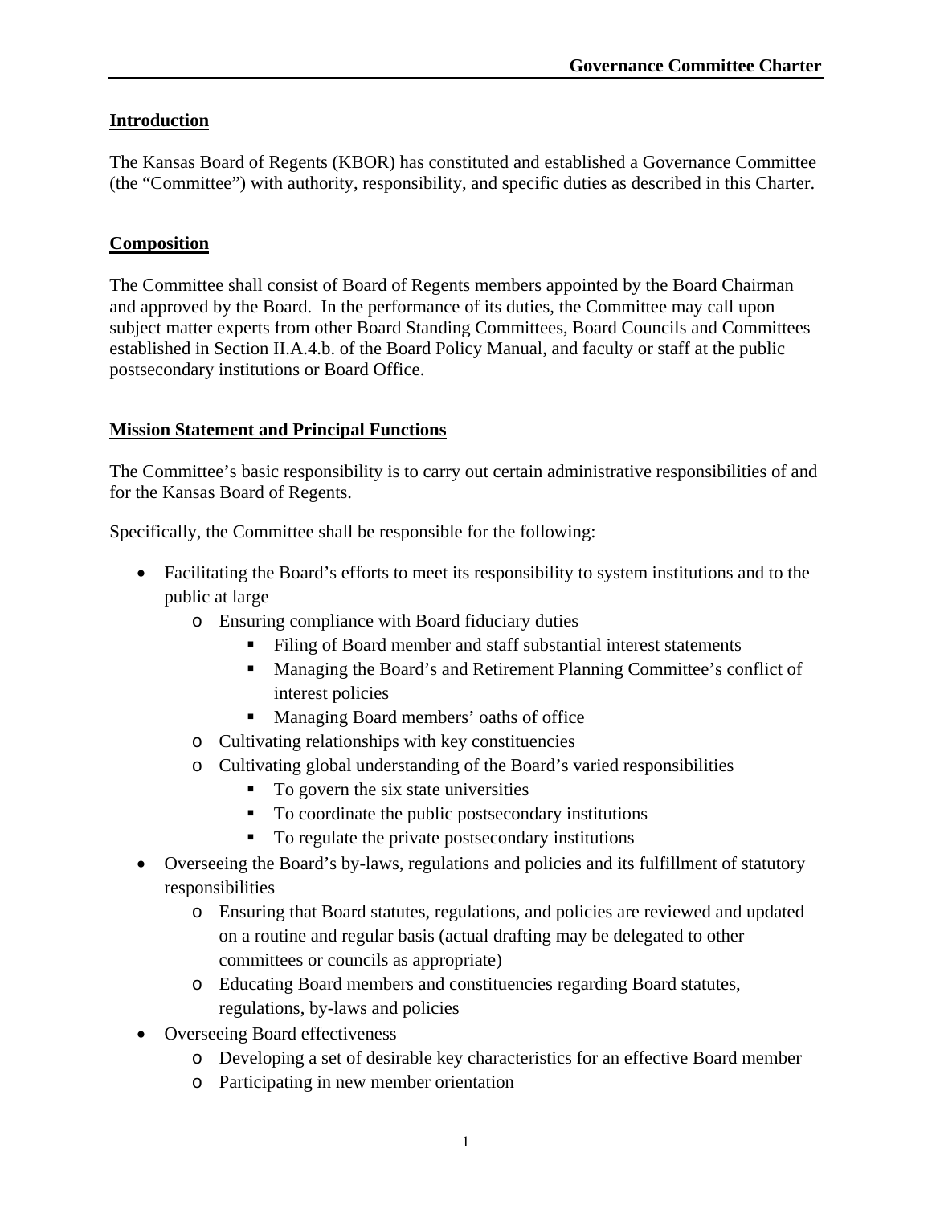## Introduction

The Kansas Board of Regents (KBOR) has constituted and established a Governance Committee (the "Committee") with authority, responsibility, and specific duties as described in this Charter.

## Composition

The Committee shall consist of Board of Regents members appointed by the Board Chairman and approved by the Board. In the performance of its duties, the Committee may call upon subject matter experts from other Board Standing Committees, Board Councils and Committees established in Section II.A.4.b. of the Board Policy Manual, and faculty or staff at the public postsecondary institutions or Board Office.

## Mission Statement and Principal Functions

The Committee's basic responsibility is to carry out certain administrative responsibilities of and for the Kansas Board of Regents.

Specifically, the Committee shall be responsible for the following:

- Facilitating the Board's efforts to meet its responsibility to system institutions and to the public at large
  - Ensuring compliance with Board fiduciary duties
    - Filing of Board member and staff substantial interest statements
    - Managing the Board's and Retirement Planning Committee's conflict of interest policies
    - Managing Board members' oaths of office
  - Cultivating relationships with key constituencies
  - Cultivating global understanding of the Board's varied responsibilities
    - To govern the six state universities
    - To coordinate the public postsecondary institutions
    - To regulate the private postsecondary institutions
- Overseeing the Board's by-laws, regulations and policies and its fulfillment of statutory responsibilities
  - Ensuring that Board statutes, regulations, and policies are reviewed and updated on a routine and regular basis (actual drafting may be delegated to other committees or councils as appropriate)
  - Educating Board members and constituencies regarding Board statutes, regulations, by-laws and policies
- Overseeing Board effectiveness
  - Developing a set of desirable key characteristics for an effective Board member
  - Participating in new member orientation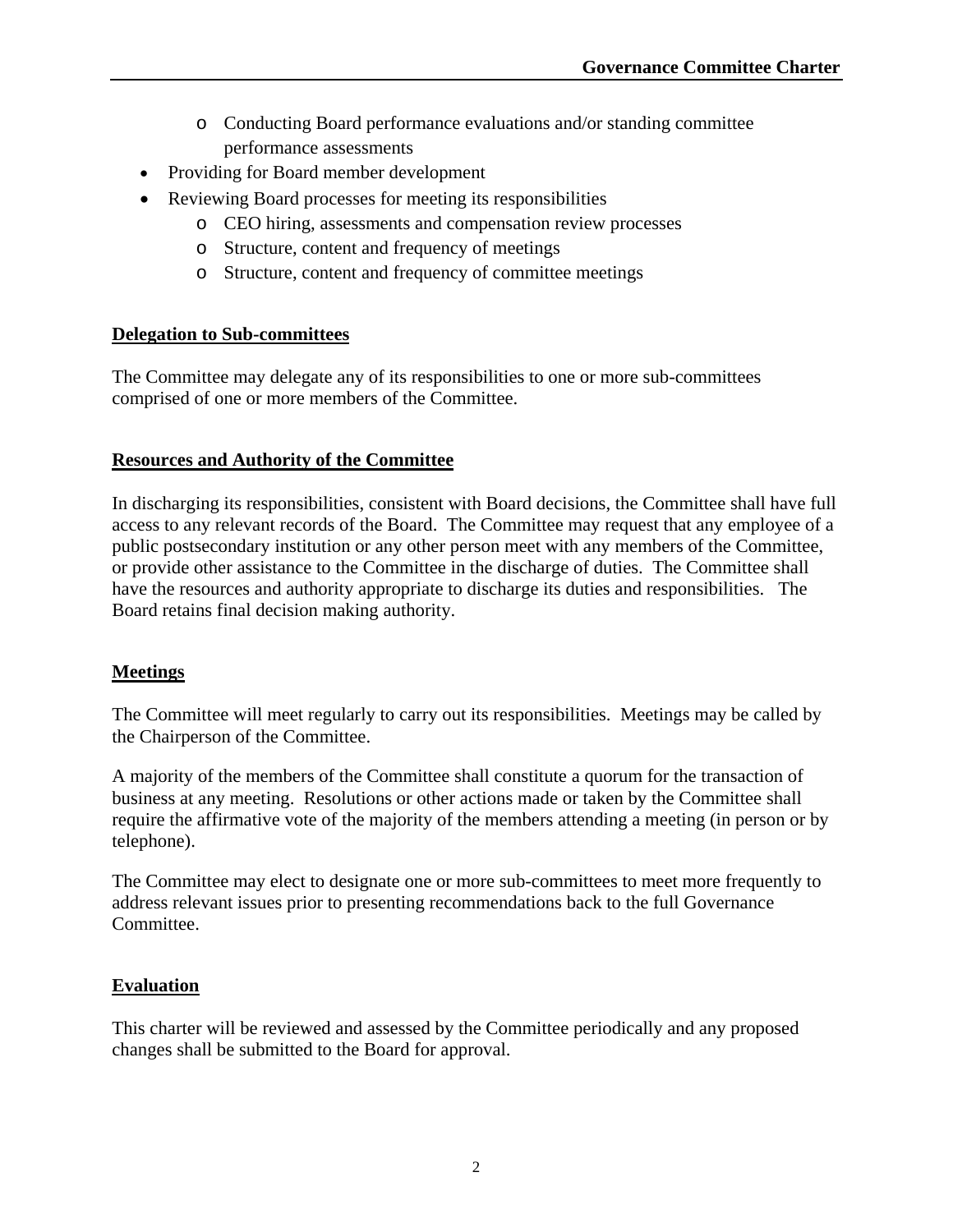- Conducting Board performance evaluations and/or standing committee performance assessments
- Providing for Board member development
- Reviewing Board processes for meeting its responsibilities
   - CEO hiring, assessments and compensation review processes
   - Structure, content and frequency of meetings
   - Structure, content and frequency of committee meetings

## Delegation to Sub-committees

The Committee may delegate any of its responsibilities to one or more sub-committees comprised of one or more members of the Committee.

## Resources and Authority of the Committee

In discharging its responsibilities, consistent with Board decisions, the Committee shall have full access to any relevant records of the Board. The Committee may request that any employee of a public postsecondary institution or any other person meet with any members of the Committee, or provide other assistance to the Committee in the discharge of duties. The Committee shall have the resources and authority appropriate to discharge its duties and responsibilities. The Board retains final decision making authority.

## Meetings

The Committee will meet regularly to carry out its responsibilities. Meetings may be called by the Chairperson of the Committee.

A majority of the members of the Committee shall constitute a quorum for the transaction of business at any meeting. Resolutions or other actions made or taken by the Committee shall require the affirmative vote of the majority of the members attending a meeting (in person or by telephone).

The Committee may elect to designate one or more sub-committees to meet more frequently to address relevant issues prior to presenting recommendations back to the full Governance Committee.

## Evaluation

This charter will be reviewed and assessed by the Committee periodically and any proposed changes shall be submitted to the Board for approval.